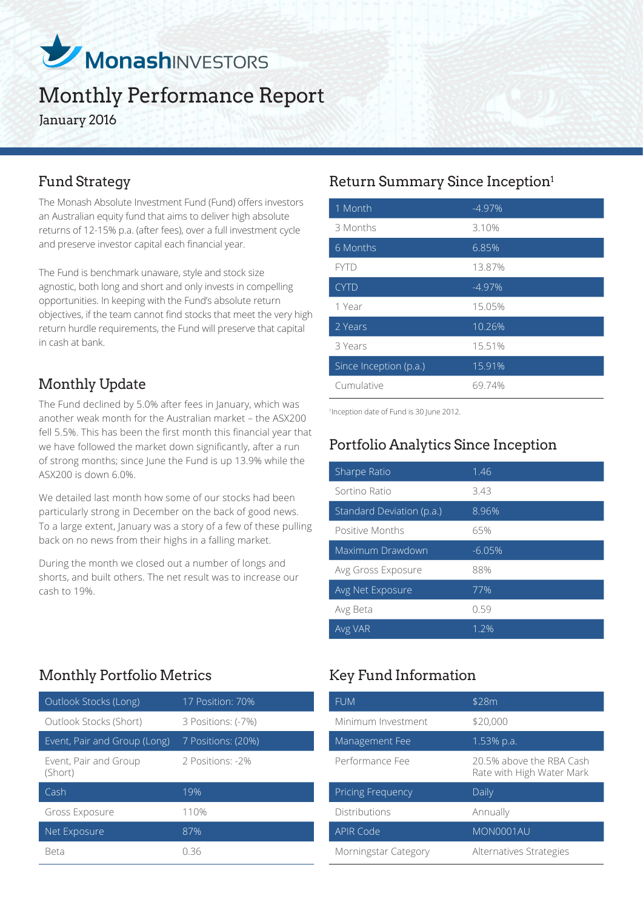# MonashINVESTORS

# Monthly Performance Report

January 2016

## Fund Strategy

The Monash Absolute Investment Fund (Fund) offers investors an Australian equity fund that aims to deliver high absolute returns of 12-15% p.a. (after fees), over a full investment cycle and preserve investor capital each financial year.

The Fund is benchmark unaware, style and stock size agnostic, both long and short and only invests in compelling opportunities. In keeping with the Fund's absolute return objectives, if the team cannot find stocks that meet the very high return hurdle requirements, the Fund will preserve that capital in cash at bank.

## Monthly Update

The Fund declined by 5.0% after fees in January, which was another weak month for the Australian market – the ASX200 fell 5.5%. This has been the first month this financial year that we have followed the market down significantly, after a run of strong months; since June the Fund is up 13.9% while the ASX200 is down 6.0%.

We detailed last month how some of our stocks had been particularly strong in December on the back of good news. To a large extent, January was a story of a few of these pulling back on no news from their highs in a falling market.

During the month we closed out a number of longs and shorts, and built others. The net result was to increase our cash to 19%.

## Return Summary Since Inception[1]

| | |
|---|---|
| 1 Month | -4.97% |
| 3 Months | 3.10% |
| 6 Months | 6.85% |
| FYTD | 13.87% |
| CYTD | -4.97% |
| 1 Year | 15.05% |
| 2 Years | 10.26% |
| 3 Years | 15.51% |
| Since Inception (p.a.) | 15.91% |
| Cumulative | 69.74% |

[1]Inception date of Fund is 30 June 2012.

## Portfolio Analytics Since Inception

| | |
|---|---|
| Sharpe Ratio | 1.46 |
| Sortino Ratio | 3.43 |
| Standard Deviation (p.a.) | 8.96% |
| Positive Months | 65% |
| Maximum Drawdown | -6.05% |
| Avg Gross Exposure | 88% |
| Avg Net Exposure | 77% |
| Avg Beta | 0.59 |
| Avg VAR | 1.2% |

## Monthly Portfolio Metrics

| | |
|---|---|
| Outlook Stocks (Long) | 17 Position: 70% |
| Outlook Stocks (Short) | 3 Positions: (-7%) |
| Event, Pair and Group (Long) | 7 Positions: (20%) |
| Event, Pair and Group (Short) | 2 Positions: -2% |
| Cash | 19% |
| Gross Exposure | 110% |
| Net Exposure | 87% |
| Beta | 0.36 |

## Key Fund Information

| | |
|---|---|
| FUM | $28m |
| Minimum Investment | $20,000 |
| Management Fee | 1.53% p.a. |
| Performance Fee | 20.5% above the RBA Cash Rate with High Water Mark |
| Pricing Frequency | Daily |
| Distributions | Annually |
| APIR Code | MON0001AU |
| Morningstar Category | Alternatives Strategies |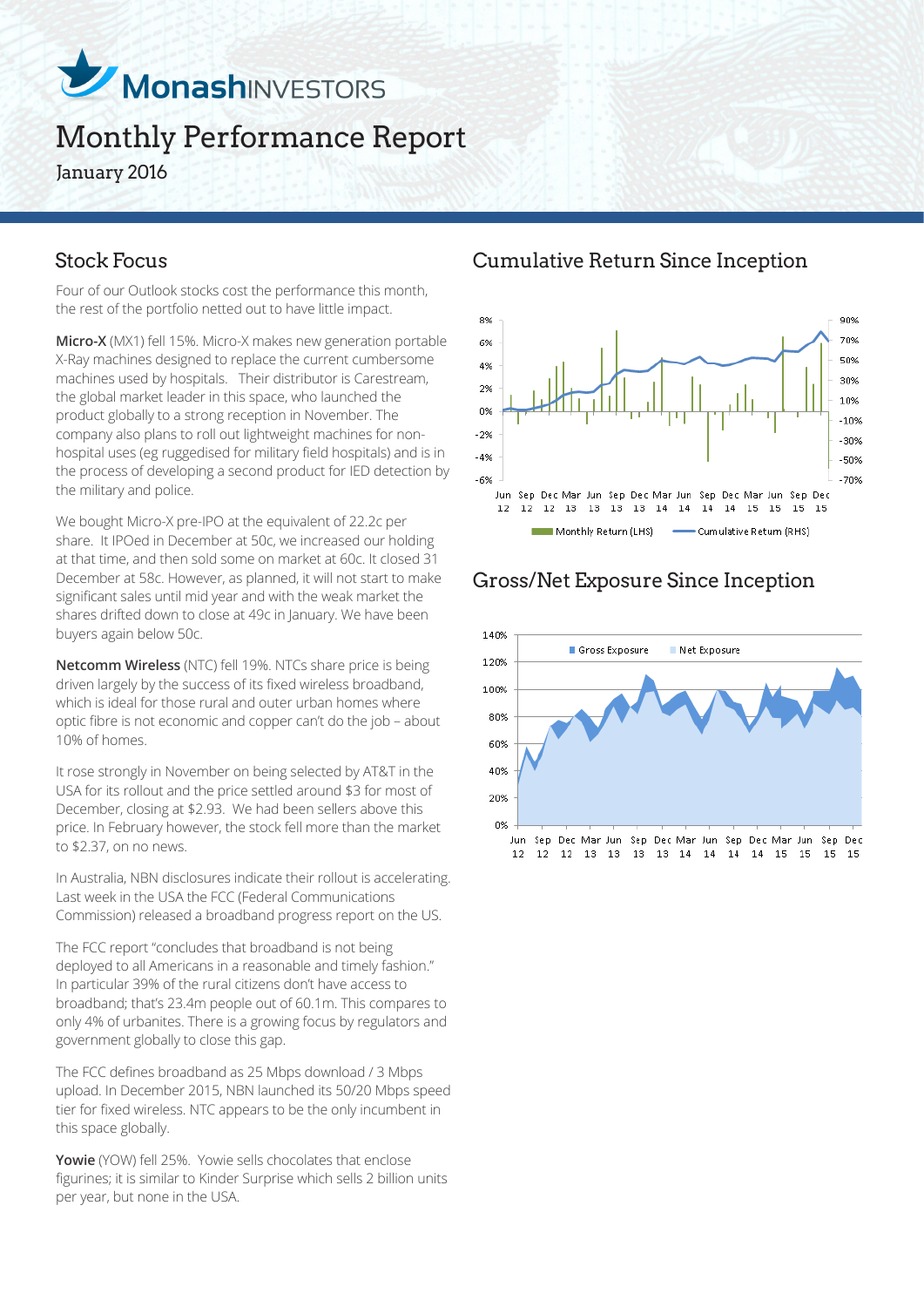# MonashINVESTORS

# Monthly Performance Report

January 2016

## Stock Focus

Four of our Outlook stocks cost the performance this month, the rest of the portfolio netted out to have little impact.

**Micro-X** (MX1) fell 15%. Micro-X makes new generation portable X-Ray machines designed to replace the current cumbersome machines used by hospitals. Their distributor is Carestream, the global market leader in this space, who launched the product globally to a strong reception in November. The company also plans to roll out lightweight machines for non-hospital uses (eg ruggedised for military field hospitals) and is in the process of developing a second product for IED detection by the military and police.

We bought Micro-X pre-IPO at the equivalent of 22.2c per share. It IPOed in December at 50c, we increased our holding at that time, and then sold some on market at 60c. It closed 31 December at 58c. However, as planned, it will not start to make significant sales until mid year and with the weak market the shares drifted down to close at 49c in January. We have been buyers again below 50c.

**Netcomm Wireless** (NTC) fell 19%. NTCs share price is being driven largely by the success of its fixed wireless broadband, which is ideal for those rural and outer urban homes where optic fibre is not economic and copper can't do the job – about 10% of homes.

It rose strongly in November on being selected by AT&T in the USA for its rollout and the price settled around $3 for most of December, closing at $2.93. We had been sellers above this price. In February however, the stock fell more than the market to $2.37, on no news.

In Australia, NBN disclosures indicate their rollout is accelerating. Last week in the USA the FCC (Federal Communications Commission) released a broadband progress report on the US.

The FCC report "concludes that broadband is not being deployed to all Americans in a reasonable and timely fashion." In particular 39% of the rural citizens don't have access to broadband; that's 23.4m people out of 60.1m. This compares to only 4% of urbanites. There is a growing focus by regulators and government globally to close this gap.

The FCC defines broadband as 25 Mbps download / 3 Mbps upload. In December 2015, NBN launched its 50/20 Mbps speed tier for fixed wireless. NTC appears to be the only incumbent in this space globally.

**Yowie** (YOW) fell 25%. Yowie sells chocolates that enclose figurines; it is similar to Kinder Surprise which sells 2 billion units per year, but none in the USA.

## Cumulative Return Since Inception

Monthly Return (LHS) — Cumulative Return (RHS)

## Gross/Net Exposure Since Inception

Gross Exposure — Net Exposure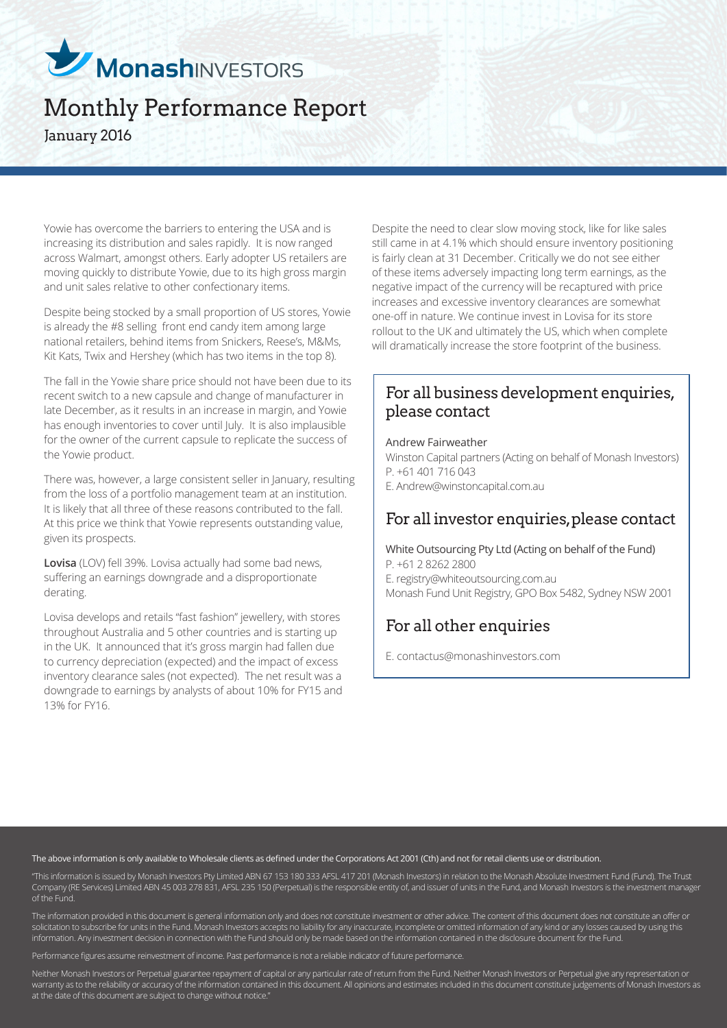Yowie has overcome the barriers to entering the USA and is increasing its distribution and sales rapidly. It is now ranged across Walmart, amongst others. Early adopter US retailers are moving quickly to distribute Yowie, due to its high gross margin and unit sales relative to other confectionary items.

Despite being stocked by a small proportion of US stores, Yowie is already the #8 selling front end candy item among large national retailers, behind items from Snickers, Reese's, M&Ms, Kit Kats, Twix and Hershey (which has two items in the top 8).

The fall in the Yowie share price should not have been due to its recent switch to a new capsule and change of manufacturer in late December, as it results in an increase in margin, and Yowie has enough inventories to cover until July. It is also implausible for the owner of the current capsule to replicate the success of the Yowie product.

There was, however, a large consistent seller in January, resulting from the loss of a portfolio management team at an institution. It is likely that all three of these reasons contributed to the fall. At this price we think that Yowie represents outstanding value, given its prospects.

**Lovisa** (LOV) fell 39%. Lovisa actually had some bad news, suffering an earnings downgrade and a disproportionate derating.

Lovisa develops and retails "fast fashion" jewellery, with stores throughout Australia and 5 other countries and is starting up in the UK. It announced that it's gross margin had fallen due to currency depreciation (expected) and the impact of excess inventory clearance sales (not expected). The net result was a downgrade to earnings by analysts of about 10% for FY15 and 13% for FY16.

Despite the need to clear slow moving stock, like for like sales still came in at 4.1% which should ensure inventory positioning is fairly clean at 31 December. Critically we do not see either of these items adversely impacting long term earnings, as the negative impact of the currency will be recaptured with price increases and excessive inventory clearances are somewhat one-off in nature. We continue invest in Lovisa for its store rollout to the UK and ultimately the US, which when complete will dramatically increase the store footprint of the business.

## For all business development enquiries, please contact

Andrew Fairweather
Winston Capital partners (Acting on behalf of Monash Investors)
P. +61 401 716 043
E. Andrew@winstoncapital.com.au

## For all investor enquiries, please contact

White Outsourcing Pty Ltd (Acting on behalf of the Fund)
P. +61 2 8262 2800
E. registry@whiteoutsourcing.com.au
Monash Fund Unit Registry, GPO Box 5482, Sydney NSW 2001

## For all other enquiries

E. contactus@monashinvestors.com

The above information is only available to Wholesale clients as defined under the Corporations Act 2001 (Cth) and not for retail clients use or distribution.

"This information is issued by Monash Investors Pty Limited ABN 67 153 180 333 AFSL 417 201 (Monash Investors) in relation to the Monash Absolute Investment Fund (Fund). The Trust Company (RE Services) Limited ABN 45 003 278 831, AFSL 235 150 (Perpetual) is the responsible entity of, and issuer of units in the Fund, and Monash Investors is the investment manager of the Fund.

The information provided in this document is general information only and does not constitute investment or other advice. The content of this document does not constitute an offer or solicitation to subscribe for units in the Fund. Monash Investors accepts no liability for any inaccurate, incomplete or omitted information of any kind or any losses caused by using this information. Any investment decision in connection with the Fund should only be made based on the information contained in the disclosure document for the Fund.

Performance figures assume reinvestment of income. Past performance is not a reliable indicator of future performance.

Neither Monash Investors or Perpetual guarantee repayment of capital or any particular rate of return from the Fund. Neither Monash Investors or Perpetual give any representation or warranty as to the reliability or accuracy of the information contained in this document. All opinions and estimates included in this document constitute judgements of Monash Investors as at the date of this document are subject to change without notice."